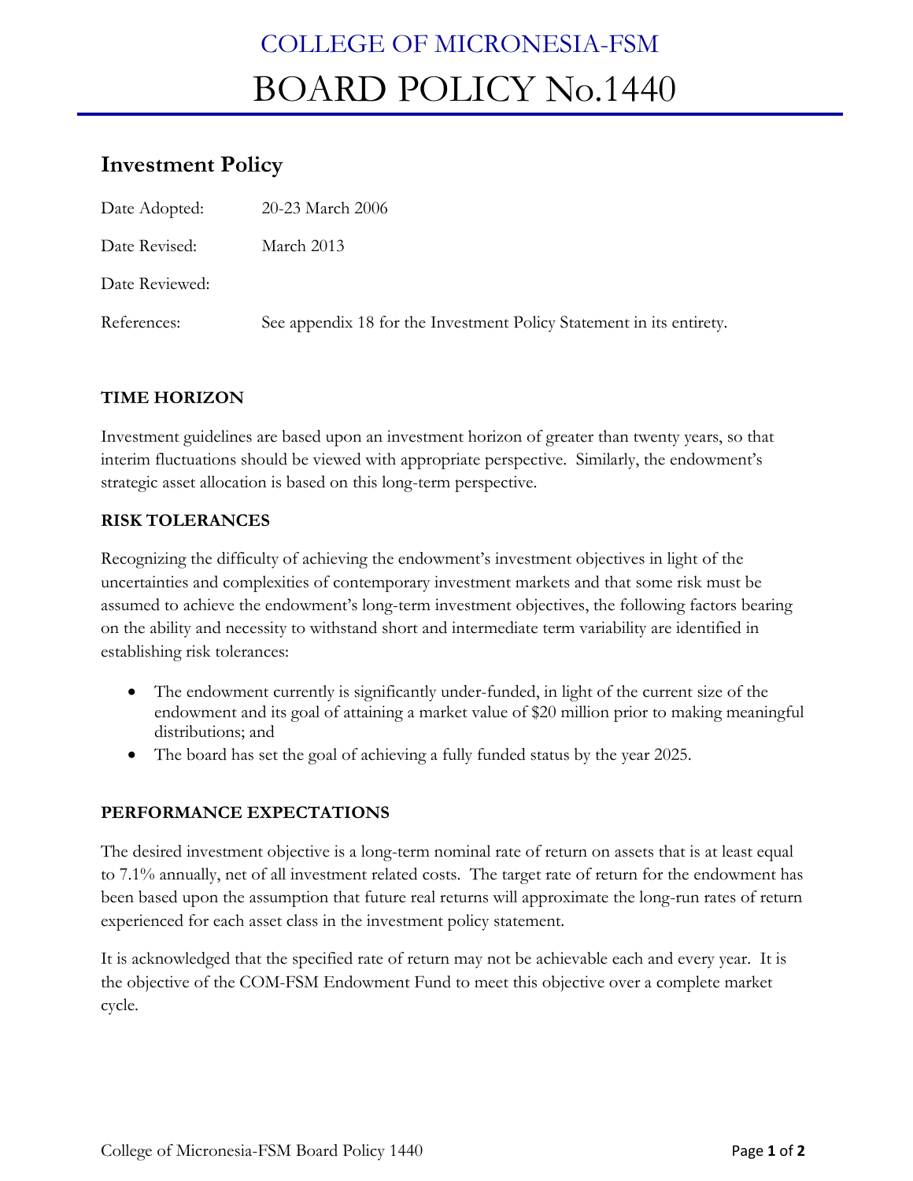# COLLEGE OF MICRONESIA-FSM

# BOARD POLICY No.1440

## Investment Policy

Date Adopted: 20-23 March 2006

Date Revised: March 2013

Date Reviewed:

References: See appendix 18 for the Investment Policy Statement in its entirety.

### TIME HORIZON

Investment guidelines are based upon an investment horizon of greater than twenty years, so that interim fluctuations should be viewed with appropriate perspective. Similarly, the endowment's strategic asset allocation is based on this long-term perspective.

### RISK TOLERANCES

Recognizing the difficulty of achieving the endowment's investment objectives in light of the uncertainties and complexities of contemporary investment markets and that some risk must be assumed to achieve the endowment's long-term investment objectives, the following factors bearing on the ability and necessity to withstand short and intermediate term variability are identified in establishing risk tolerances:

- The endowment currently is significantly under-funded, in light of the current size of the endowment and its goal of attaining a market value of $20 million prior to making meaningful distributions; and
- The board has set the goal of achieving a fully funded status by the year 2025.

### PERFORMANCE EXPECTATIONS

The desired investment objective is a long-term nominal rate of return on assets that is at least equal to 7.1% annually, net of all investment related costs. The target rate of return for the endowment has been based upon the assumption that future real returns will approximate the long-run rates of return experienced for each asset class in the investment policy statement.

It is acknowledged that the specified rate of return may not be achievable each and every year. It is the objective of the COM-FSM Endowment Fund to meet this objective over a complete market cycle.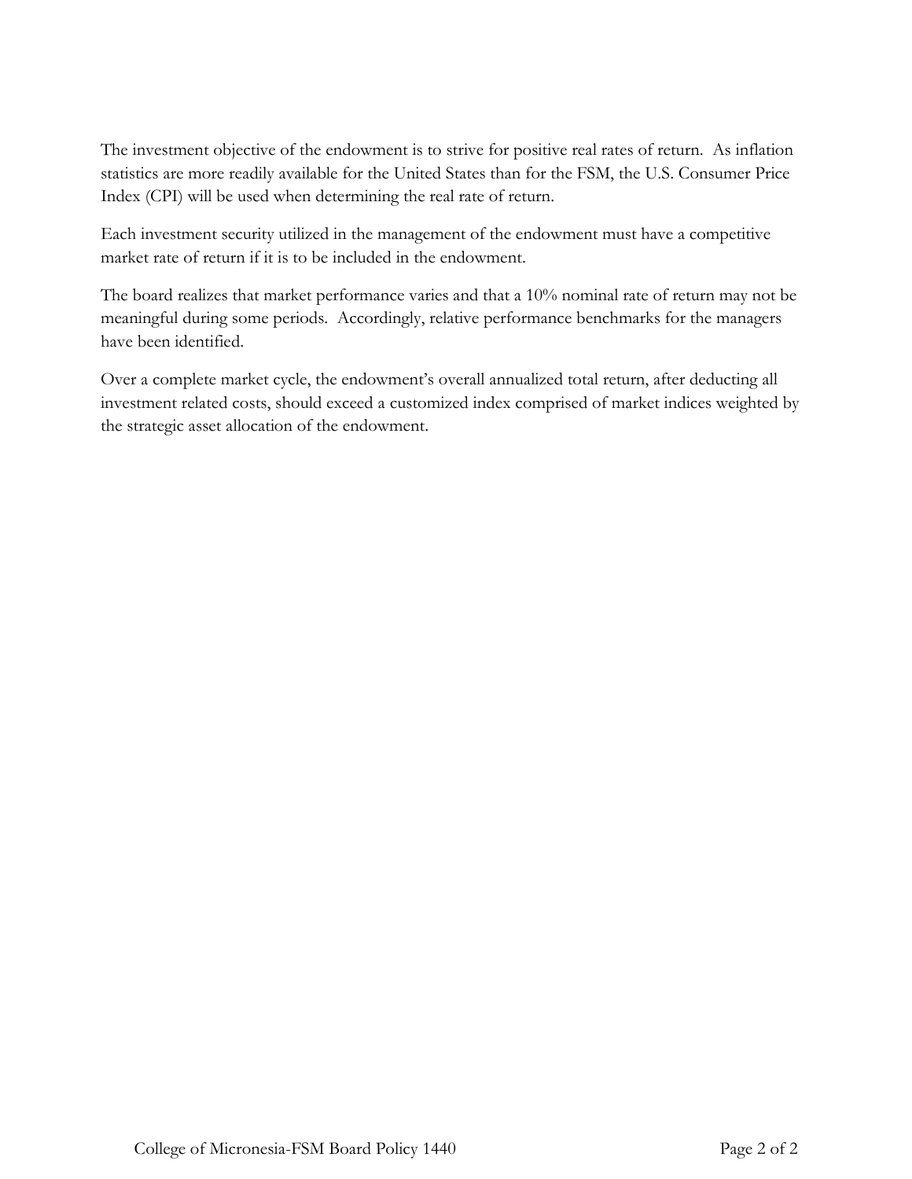The investment objective of the endowment is to strive for positive real rates of return. As inflation statistics are more readily available for the United States than for the FSM, the U.S. Consumer Price Index (CPI) will be used when determining the real rate of return.

Each investment security utilized in the management of the endowment must have a competitive market rate of return if it is to be included in the endowment.

The board realizes that market performance varies and that a 10% nominal rate of return may not be meaningful during some periods. Accordingly, relative performance benchmarks for the managers have been identified.

Over a complete market cycle, the endowment's overall annualized total return, after deducting all investment related costs, should exceed a customized index comprised of market indices weighted by the strategic asset allocation of the endowment.